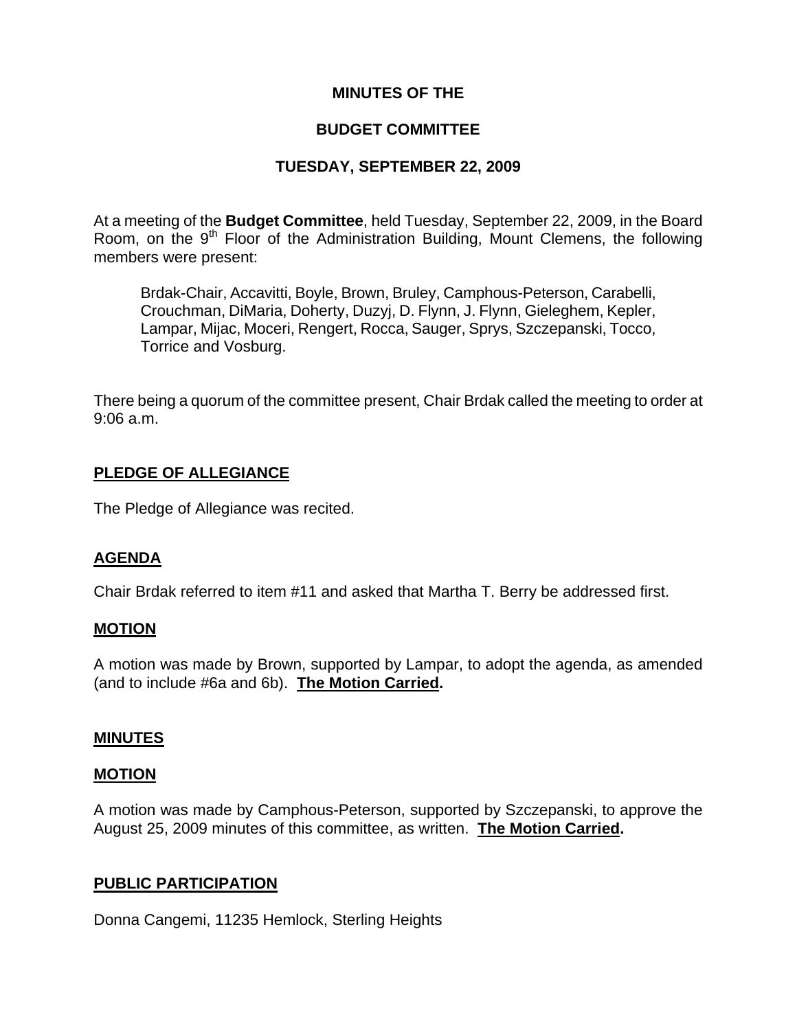**MINUTES OF THE**

**BUDGET COMMITTEE**

**TUESDAY, SEPTEMBER 22, 2009**

At a meeting of the **Budget Committee**, held Tuesday, September 22, 2009, in the Board Room, on the 9th Floor of the Administration Building, Mount Clemens, the following members were present:

> Brdak-Chair, Accavitti, Boyle, Brown, Bruley, Camphous-Peterson, Carabelli, Crouchman, DiMaria, Doherty, Duzyj, D. Flynn, J. Flynn, Gieleghem, Kepler, Lampar, Mijac, Moceri, Rengert, Rocca, Sauger, Sprys, Szczepanski, Tocco, Torrice and Vosburg.

There being a quorum of the committee present, Chair Brdak called the meeting to order at 9:06 a.m.

## PLEDGE OF ALLEGIANCE

The Pledge of Allegiance was recited.

## AGENDA

Chair Brdak referred to item #11 and asked that Martha T. Berry be addressed first.

## MOTION

A motion was made by Brown, supported by Lampar, to adopt the agenda, as amended (and to include #6a and 6b). **The Motion Carried.**

## MINUTES

## MOTION

A motion was made by Camphous-Peterson, supported by Szczepanski, to approve the August 25, 2009 minutes of this committee, as written. **The Motion Carried.**

## PUBLIC PARTICIPATION

Donna Cangemi, 11235 Hemlock, Sterling Heights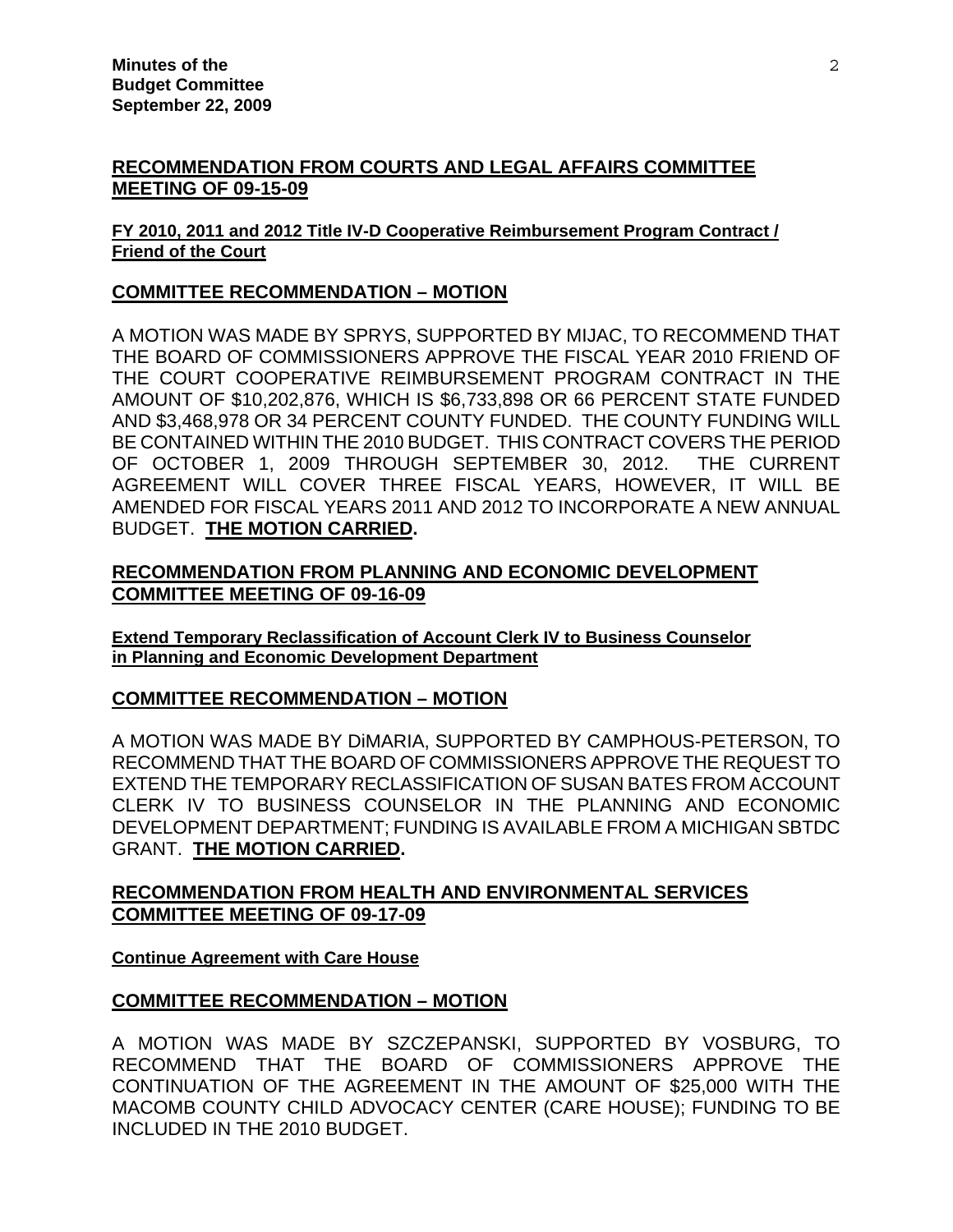## RECOMMENDATION FROM COURTS AND LEGAL AFFAIRS COMMITTEE MEETING OF 09-15-09

**FY 2010, 2011 and 2012 Title IV-D Cooperative Reimbursement Program Contract / Friend of the Court**

## COMMITTEE RECOMMENDATION – MOTION

A MOTION WAS MADE BY SPRYS, SUPPORTED BY MIJAC, TO RECOMMEND THAT THE BOARD OF COMMISSIONERS APPROVE THE FISCAL YEAR 2010 FRIEND OF THE COURT COOPERATIVE REIMBURSEMENT PROGRAM CONTRACT IN THE AMOUNT OF $10,202,876, WHICH IS $6,733,898 OR 66 PERCENT STATE FUNDED AND $3,468,978 OR 34 PERCENT COUNTY FUNDED. THE COUNTY FUNDING WILL BE CONTAINED WITHIN THE 2010 BUDGET. THIS CONTRACT COVERS THE PERIOD OF OCTOBER 1, 2009 THROUGH SEPTEMBER 30, 2012. THE CURRENT AGREEMENT WILL COVER THREE FISCAL YEARS, HOWEVER, IT WILL BE AMENDED FOR FISCAL YEARS 2011 AND 2012 TO INCORPORATE A NEW ANNUAL BUDGET. **THE MOTION CARRIED.**

## RECOMMENDATION FROM PLANNING AND ECONOMIC DEVELOPMENT COMMITTEE MEETING OF 09-16-09

**Extend Temporary Reclassification of Account Clerk IV to Business Counselor in Planning and Economic Development Department**

## COMMITTEE RECOMMENDATION – MOTION

A MOTION WAS MADE BY DiMARIA, SUPPORTED BY CAMPHOUS-PETERSON, TO RECOMMEND THAT THE BOARD OF COMMISSIONERS APPROVE THE REQUEST TO EXTEND THE TEMPORARY RECLASSIFICATION OF SUSAN BATES FROM ACCOUNT CLERK IV TO BUSINESS COUNSELOR IN THE PLANNING AND ECONOMIC DEVELOPMENT DEPARTMENT; FUNDING IS AVAILABLE FROM A MICHIGAN SBTDC GRANT. **THE MOTION CARRIED.**

## RECOMMENDATION FROM HEALTH AND ENVIRONMENTAL SERVICES COMMITTEE MEETING OF 09-17-09

**Continue Agreement with Care House**

## COMMITTEE RECOMMENDATION – MOTION

A MOTION WAS MADE BY SZCZEPANSKI, SUPPORTED BY VOSBURG, TO RECOMMEND THAT THE BOARD OF COMMISSIONERS APPROVE THE CONTINUATION OF THE AGREEMENT IN THE AMOUNT OF $25,000 WITH THE MACOMB COUNTY CHILD ADVOCACY CENTER (CARE HOUSE); FUNDING TO BE INCLUDED IN THE 2010 BUDGET.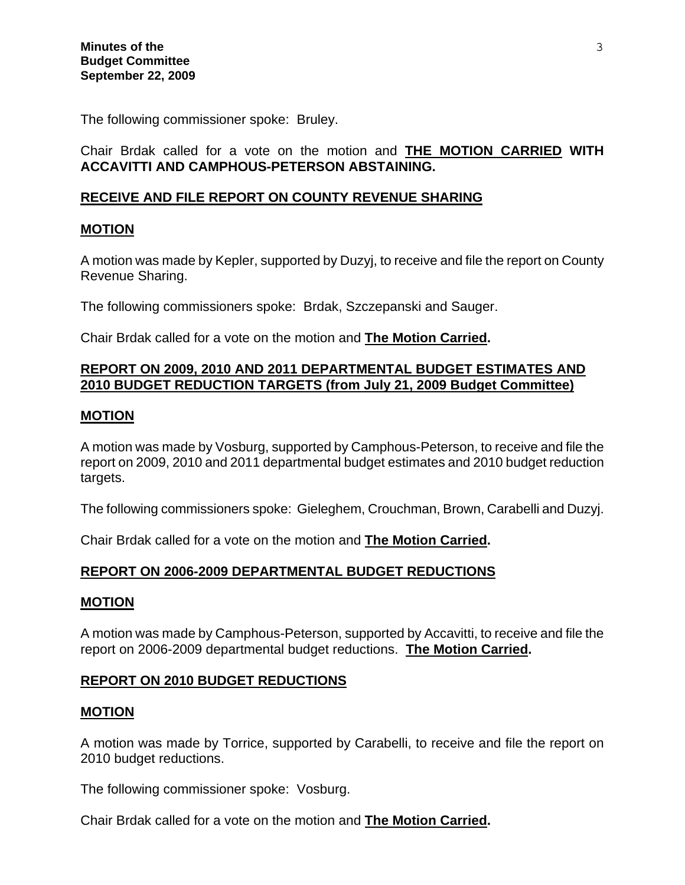The following commissioner spoke: Bruley.

Chair Brdak called for a vote on the motion and **THE MOTION CARRIED WITH ACCAVITTI AND CAMPHOUS-PETERSON ABSTAINING.**

## RECEIVE AND FILE REPORT ON COUNTY REVENUE SHARING

### MOTION

A motion was made by Kepler, supported by Duzyj, to receive and file the report on County Revenue Sharing.

The following commissioners spoke: Brdak, Szczepanski and Sauger.

Chair Brdak called for a vote on the motion and **The Motion Carried.**

## REPORT ON 2009, 2010 AND 2011 DEPARTMENTAL BUDGET ESTIMATES AND 2010 BUDGET REDUCTION TARGETS (from July 21, 2009 Budget Committee)

### MOTION

A motion was made by Vosburg, supported by Camphous-Peterson, to receive and file the report on 2009, 2010 and 2011 departmental budget estimates and 2010 budget reduction targets.

The following commissioners spoke: Gieleghem, Crouchman, Brown, Carabelli and Duzyj.

Chair Brdak called for a vote on the motion and **The Motion Carried.**

## REPORT ON 2006-2009 DEPARTMENTAL BUDGET REDUCTIONS

### MOTION

A motion was made by Camphous-Peterson, supported by Accavitti, to receive and file the report on 2006-2009 departmental budget reductions. **The Motion Carried.**

## REPORT ON 2010 BUDGET REDUCTIONS

### MOTION

A motion was made by Torrice, supported by Carabelli, to receive and file the report on 2010 budget reductions.

The following commissioner spoke: Vosburg.

Chair Brdak called for a vote on the motion and **The Motion Carried.**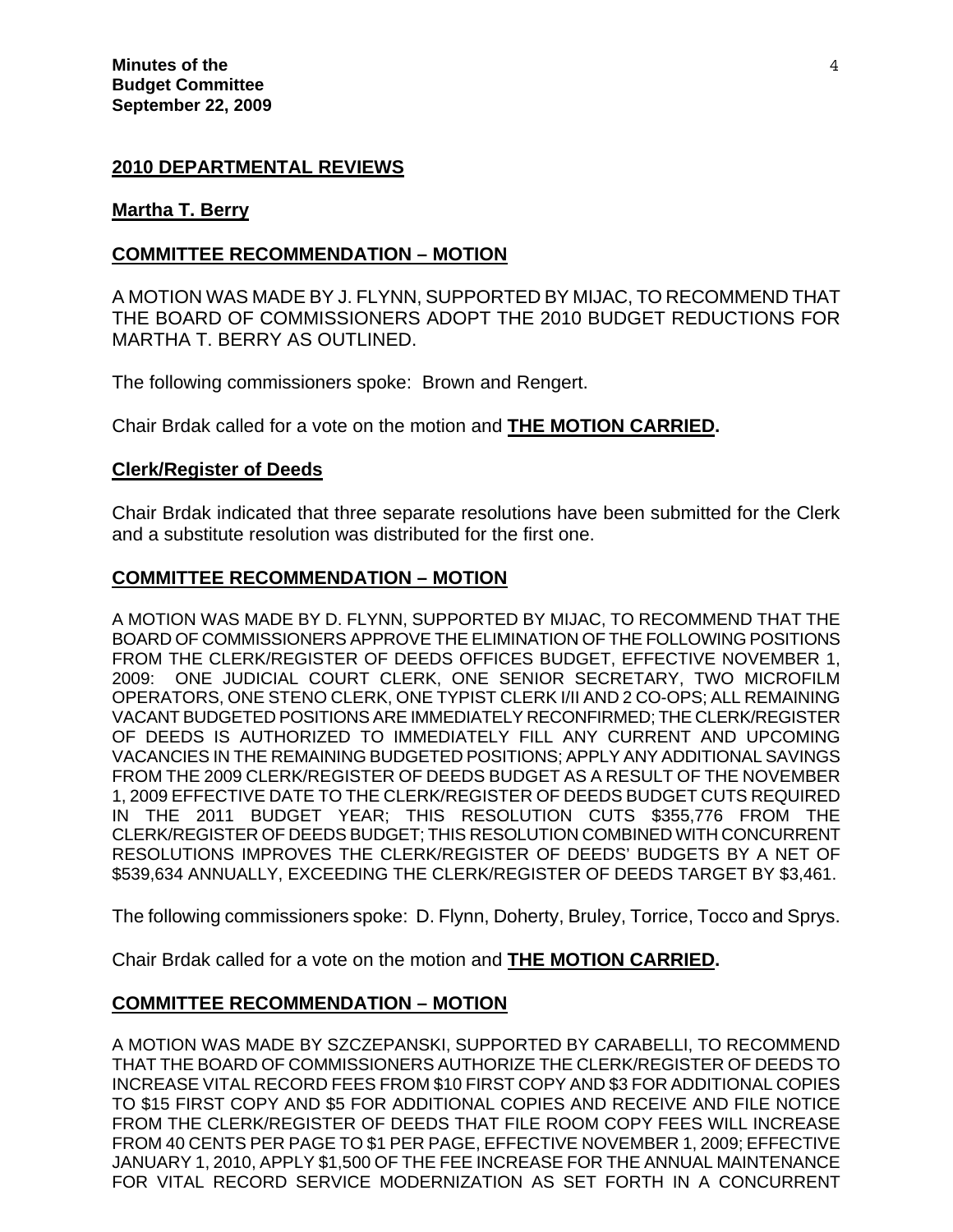## 2010 DEPARTMENTAL REVIEWS

### Martha T. Berry

### COMMITTEE RECOMMENDATION – MOTION

A MOTION WAS MADE BY J. FLYNN, SUPPORTED BY MIJAC, TO RECOMMEND THAT THE BOARD OF COMMISSIONERS ADOPT THE 2010 BUDGET REDUCTIONS FOR MARTHA T. BERRY AS OUTLINED.

The following commissioners spoke: Brown and Rengert.

Chair Brdak called for a vote on the motion and **THE MOTION CARRIED.**

### Clerk/Register of Deeds

Chair Brdak indicated that three separate resolutions have been submitted for the Clerk and a substitute resolution was distributed for the first one.

### COMMITTEE RECOMMENDATION – MOTION

A MOTION WAS MADE BY D. FLYNN, SUPPORTED BY MIJAC, TO RECOMMEND THAT THE BOARD OF COMMISSIONERS APPROVE THE ELIMINATION OF THE FOLLOWING POSITIONS FROM THE CLERK/REGISTER OF DEEDS OFFICES BUDGET, EFFECTIVE NOVEMBER 1, 2009: ONE JUDICIAL COURT CLERK, ONE SENIOR SECRETARY, TWO MICROFILM OPERATORS, ONE STENO CLERK, ONE TYPIST CLERK I/II AND 2 CO-OPS; ALL REMAINING VACANT BUDGETED POSITIONS ARE IMMEDIATELY RECONFIRMED; THE CLERK/REGISTER OF DEEDS IS AUTHORIZED TO IMMEDIATELY FILL ANY CURRENT AND UPCOMING VACANCIES IN THE REMAINING BUDGETED POSITIONS; APPLY ANY ADDITIONAL SAVINGS FROM THE 2009 CLERK/REGISTER OF DEEDS BUDGET AS A RESULT OF THE NOVEMBER 1, 2009 EFFECTIVE DATE TO THE CLERK/REGISTER OF DEEDS BUDGET CUTS REQUIRED IN THE 2011 BUDGET YEAR; THIS RESOLUTION CUTS $355,776 FROM THE CLERK/REGISTER OF DEEDS BUDGET; THIS RESOLUTION COMBINED WITH CONCURRENT RESOLUTIONS IMPROVES THE CLERK/REGISTER OF DEEDS' BUDGETS BY A NET OF $539,634 ANNUALLY, EXCEEDING THE CLERK/REGISTER OF DEEDS TARGET BY $3,461.

The following commissioners spoke: D. Flynn, Doherty, Bruley, Torrice, Tocco and Sprys.

Chair Brdak called for a vote on the motion and **THE MOTION CARRIED.**

### COMMITTEE RECOMMENDATION – MOTION

A MOTION WAS MADE BY SZCZEPANSKI, SUPPORTED BY CARABELLI, TO RECOMMEND THAT THE BOARD OF COMMISSIONERS AUTHORIZE THE CLERK/REGISTER OF DEEDS TO INCREASE VITAL RECORD FEES FROM $10 FIRST COPY AND $3 FOR ADDITIONAL COPIES TO $15 FIRST COPY AND $5 FOR ADDITIONAL COPIES AND RECEIVE AND FILE NOTICE FROM THE CLERK/REGISTER OF DEEDS THAT FILE ROOM COPY FEES WILL INCREASE FROM 40 CENTS PER PAGE TO $1 PER PAGE, EFFECTIVE NOVEMBER 1, 2009; EFFECTIVE JANUARY 1, 2010, APPLY $1,500 OF THE FEE INCREASE FOR THE ANNUAL MAINTENANCE FOR VITAL RECORD SERVICE MODERNIZATION AS SET FORTH IN A CONCURRENT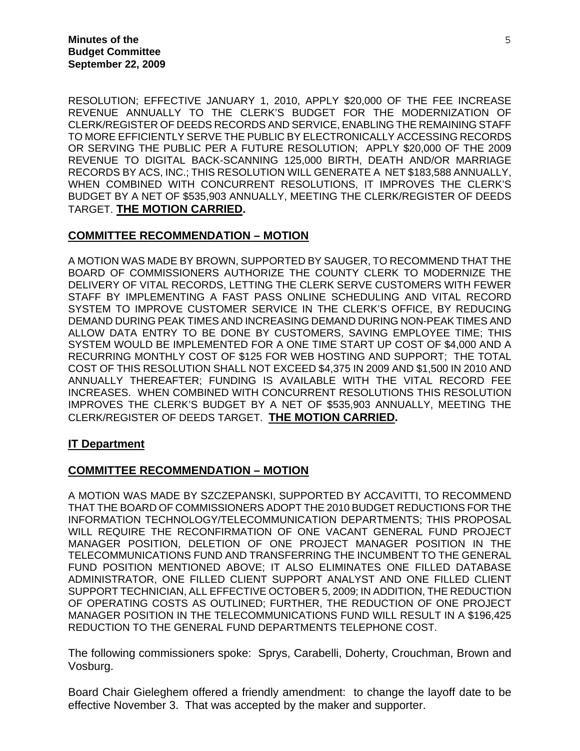RESOLUTION; EFFECTIVE JANUARY 1, 2010, APPLY $20,000 OF THE FEE INCREASE REVENUE ANNUALLY TO THE CLERK'S BUDGET FOR THE MODERNIZATION OF CLERK/REGISTER OF DEEDS RECORDS AND SERVICE, ENABLING THE REMAINING STAFF TO MORE EFFICIENTLY SERVE THE PUBLIC BY ELECTRONICALLY ACCESSING RECORDS OR SERVING THE PUBLIC PER A FUTURE RESOLUTION; APPLY $20,000 OF THE 2009 REVENUE TO DIGITAL BACK-SCANNING 125,000 BIRTH, DEATH AND/OR MARRIAGE RECORDS BY ACS, INC.; THIS RESOLUTION WILL GENERATE A NET $183,588 ANNUALLY, WHEN COMBINED WITH CONCURRENT RESOLUTIONS, IT IMPROVES THE CLERK'S BUDGET BY A NET OF $535,903 ANNUALLY, MEETING THE CLERK/REGISTER OF DEEDS TARGET. **THE MOTION CARRIED.**

## COMMITTEE RECOMMENDATION – MOTION

A MOTION WAS MADE BY BROWN, SUPPORTED BY SAUGER, TO RECOMMEND THAT THE BOARD OF COMMISSIONERS AUTHORIZE THE COUNTY CLERK TO MODERNIZE THE DELIVERY OF VITAL RECORDS, LETTING THE CLERK SERVE CUSTOMERS WITH FEWER STAFF BY IMPLEMENTING A FAST PASS ONLINE SCHEDULING AND VITAL RECORD SYSTEM TO IMPROVE CUSTOMER SERVICE IN THE CLERK'S OFFICE, BY REDUCING DEMAND DURING PEAK TIMES AND INCREASING DEMAND DURING NON-PEAK TIMES AND ALLOW DATA ENTRY TO BE DONE BY CUSTOMERS, SAVING EMPLOYEE TIME; THIS SYSTEM WOULD BE IMPLEMENTED FOR A ONE TIME START UP COST OF $4,000 AND A RECURRING MONTHLY COST OF $125 FOR WEB HOSTING AND SUPPORT; THE TOTAL COST OF THIS RESOLUTION SHALL NOT EXCEED $4,375 IN 2009 AND $1,500 IN 2010 AND ANNUALLY THEREAFTER; FUNDING IS AVAILABLE WITH THE VITAL RECORD FEE INCREASES. WHEN COMBINED WITH CONCURRENT RESOLUTIONS THIS RESOLUTION IMPROVES THE CLERK'S BUDGET BY A NET OF $535,903 ANNUALLY, MEETING THE CLERK/REGISTER OF DEEDS TARGET. **THE MOTION CARRIED.**

## IT Department

## COMMITTEE RECOMMENDATION – MOTION

A MOTION WAS MADE BY SZCZEPANSKI, SUPPORTED BY ACCAVITTI, TO RECOMMEND THAT THE BOARD OF COMMISSIONERS ADOPT THE 2010 BUDGET REDUCTIONS FOR THE INFORMATION TECHNOLOGY/TELECOMMUNICATION DEPARTMENTS; THIS PROPOSAL WILL REQUIRE THE RECONFIRMATION OF ONE VACANT GENERAL FUND PROJECT MANAGER POSITION, DELETION OF ONE PROJECT MANAGER POSITION IN THE TELECOMMUNICATIONS FUND AND TRANSFERRING THE INCUMBENT TO THE GENERAL FUND POSITION MENTIONED ABOVE; IT ALSO ELIMINATES ONE FILLED DATABASE ADMINISTRATOR, ONE FILLED CLIENT SUPPORT ANALYST AND ONE FILLED CLIENT SUPPORT TECHNICIAN, ALL EFFECTIVE OCTOBER 5, 2009; IN ADDITION, THE REDUCTION OF OPERATING COSTS AS OUTLINED; FURTHER, THE REDUCTION OF ONE PROJECT MANAGER POSITION IN THE TELECOMMUNICATIONS FUND WILL RESULT IN A $196,425 REDUCTION TO THE GENERAL FUND DEPARTMENTS TELEPHONE COST.

The following commissioners spoke: Sprys, Carabelli, Doherty, Crouchman, Brown and Vosburg.

Board Chair Gieleghem offered a friendly amendment: to change the layoff date to be effective November 3. That was accepted by the maker and supporter.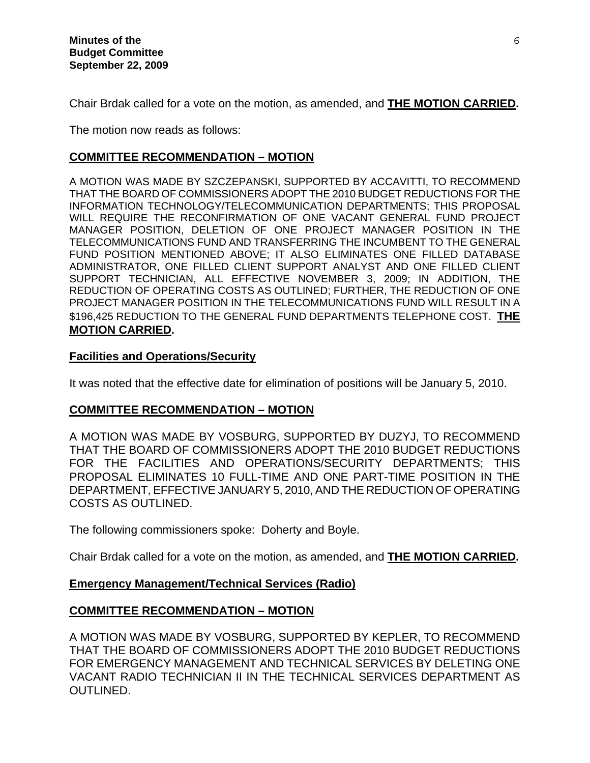Chair Brdak called for a vote on the motion, as amended, and **THE MOTION CARRIED.**

The motion now reads as follows:

**COMMITTEE RECOMMENDATION – MOTION**

A MOTION WAS MADE BY SZCZEPANSKI, SUPPORTED BY ACCAVITTI, TO RECOMMEND THAT THE BOARD OF COMMISSIONERS ADOPT THE 2010 BUDGET REDUCTIONS FOR THE INFORMATION TECHNOLOGY/TELECOMMUNICATION DEPARTMENTS; THIS PROPOSAL WILL REQUIRE THE RECONFIRMATION OF ONE VACANT GENERAL FUND PROJECT MANAGER POSITION, DELETION OF ONE PROJECT MANAGER POSITION IN THE TELECOMMUNICATIONS FUND AND TRANSFERRING THE INCUMBENT TO THE GENERAL FUND POSITION MENTIONED ABOVE; IT ALSO ELIMINATES ONE FILLED DATABASE ADMINISTRATOR, ONE FILLED CLIENT SUPPORT ANALYST AND ONE FILLED CLIENT SUPPORT TECHNICIAN, ALL EFFECTIVE NOVEMBER 3, 2009; IN ADDITION, THE REDUCTION OF OPERATING COSTS AS OUTLINED; FURTHER, THE REDUCTION OF ONE PROJECT MANAGER POSITION IN THE TELECOMMUNICATIONS FUND WILL RESULT IN A $196,425 REDUCTION TO THE GENERAL FUND DEPARTMENTS TELEPHONE COST. **THE MOTION CARRIED.**

**Facilities and Operations/Security**

It was noted that the effective date for elimination of positions will be January 5, 2010.

**COMMITTEE RECOMMENDATION – MOTION**

A MOTION WAS MADE BY VOSBURG, SUPPORTED BY DUZYJ, TO RECOMMEND THAT THE BOARD OF COMMISSIONERS ADOPT THE 2010 BUDGET REDUCTIONS FOR THE FACILITIES AND OPERATIONS/SECURITY DEPARTMENTS; THIS PROPOSAL ELIMINATES 10 FULL-TIME AND ONE PART-TIME POSITION IN THE DEPARTMENT, EFFECTIVE JANUARY 5, 2010, AND THE REDUCTION OF OPERATING COSTS AS OUTLINED.

The following commissioners spoke: Doherty and Boyle.

Chair Brdak called for a vote on the motion, as amended, and **THE MOTION CARRIED.**

**Emergency Management/Technical Services (Radio)**

**COMMITTEE RECOMMENDATION – MOTION**

A MOTION WAS MADE BY VOSBURG, SUPPORTED BY KEPLER, TO RECOMMEND THAT THE BOARD OF COMMISSIONERS ADOPT THE 2010 BUDGET REDUCTIONS FOR EMERGENCY MANAGEMENT AND TECHNICAL SERVICES BY DELETING ONE VACANT RADIO TECHNICIAN II IN THE TECHNICAL SERVICES DEPARTMENT AS OUTLINED.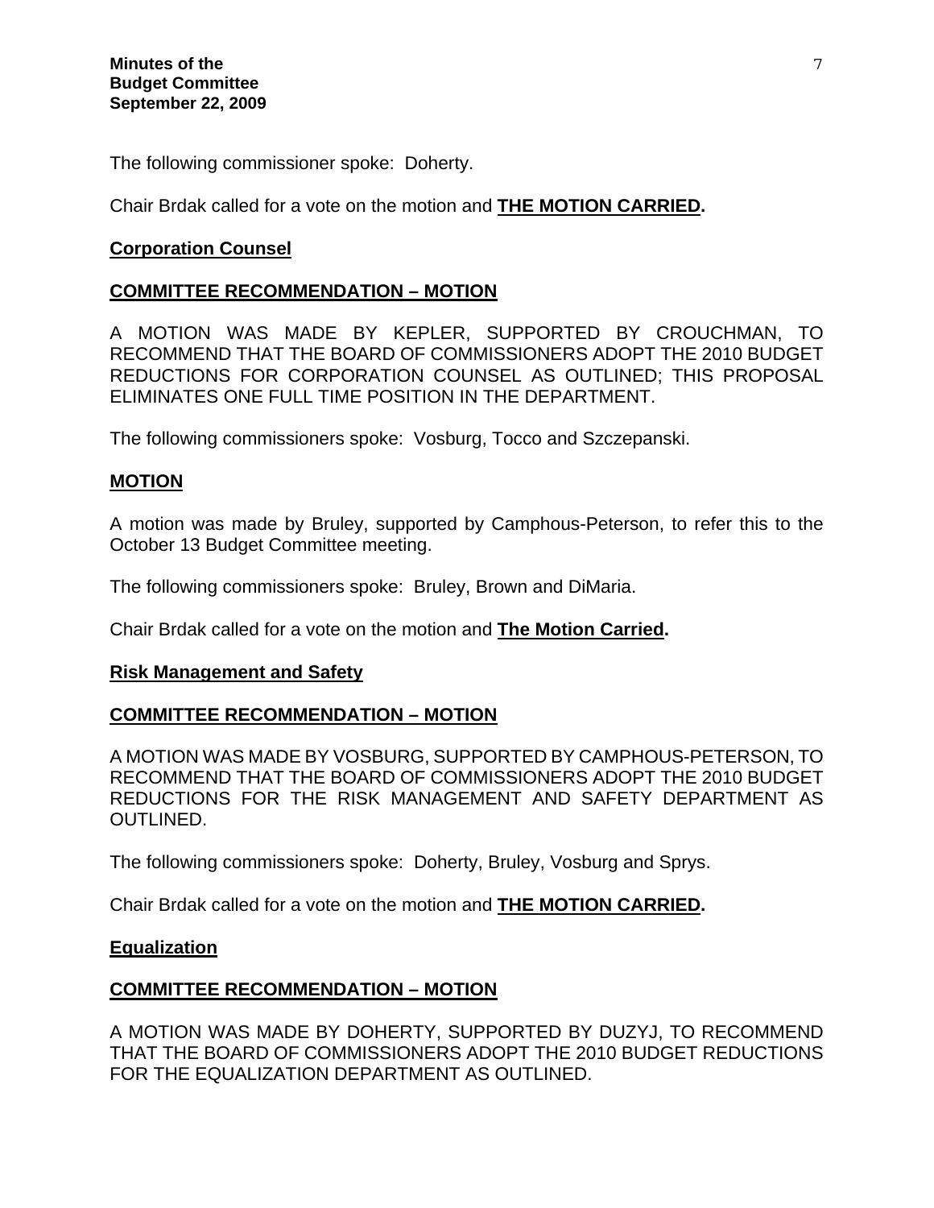The following commissioner spoke: Doherty.

Chair Brdak called for a vote on the motion and **THE MOTION CARRIED.**

**Corporation Counsel**

**COMMITTEE RECOMMENDATION – MOTION**

A MOTION WAS MADE BY KEPLER, SUPPORTED BY CROUCHMAN, TO RECOMMEND THAT THE BOARD OF COMMISSIONERS ADOPT THE 2010 BUDGET REDUCTIONS FOR CORPORATION COUNSEL AS OUTLINED; THIS PROPOSAL ELIMINATES ONE FULL TIME POSITION IN THE DEPARTMENT.

The following commissioners spoke: Vosburg, Tocco and Szczepanski.

**MOTION**

A motion was made by Bruley, supported by Camphous-Peterson, to refer this to the October 13 Budget Committee meeting.

The following commissioners spoke: Bruley, Brown and DiMaria.

Chair Brdak called for a vote on the motion and **The Motion Carried.**

**Risk Management and Safety**

**COMMITTEE RECOMMENDATION – MOTION**

A MOTION WAS MADE BY VOSBURG, SUPPORTED BY CAMPHOUS-PETERSON, TO RECOMMEND THAT THE BOARD OF COMMISSIONERS ADOPT THE 2010 BUDGET REDUCTIONS FOR THE RISK MANAGEMENT AND SAFETY DEPARTMENT AS OUTLINED.

The following commissioners spoke: Doherty, Bruley, Vosburg and Sprys.

Chair Brdak called for a vote on the motion and **THE MOTION CARRIED.**

**Equalization**

**COMMITTEE RECOMMENDATION – MOTION**

A MOTION WAS MADE BY DOHERTY, SUPPORTED BY DUZYJ, TO RECOMMEND THAT THE BOARD OF COMMISSIONERS ADOPT THE 2010 BUDGET REDUCTIONS FOR THE EQUALIZATION DEPARTMENT AS OUTLINED.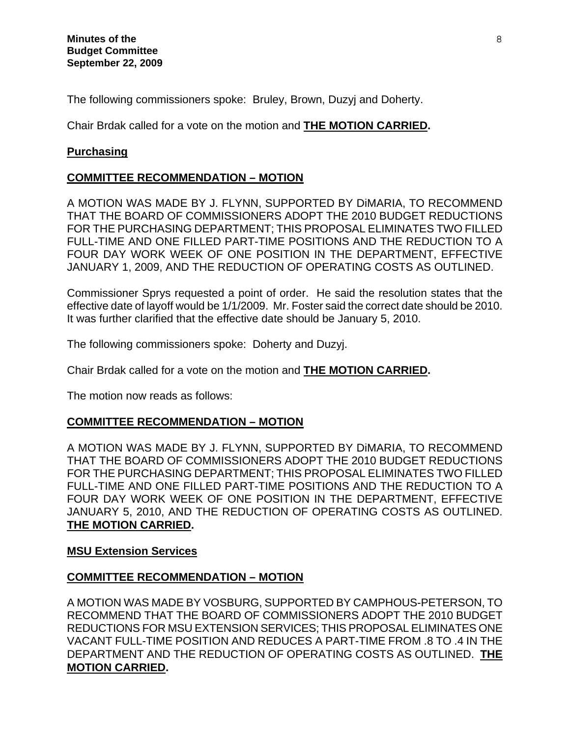The following commissioners spoke: Bruley, Brown, Duzyj and Doherty.

Chair Brdak called for a vote on the motion and **THE MOTION CARRIED.**

**Purchasing**

**COMMITTEE RECOMMENDATION – MOTION**

A MOTION WAS MADE BY J. FLYNN, SUPPORTED BY DiMARIA, TO RECOMMEND THAT THE BOARD OF COMMISSIONERS ADOPT THE 2010 BUDGET REDUCTIONS FOR THE PURCHASING DEPARTMENT; THIS PROPOSAL ELIMINATES TWO FILLED FULL-TIME AND ONE FILLED PART-TIME POSITIONS AND THE REDUCTION TO A FOUR DAY WORK WEEK OF ONE POSITION IN THE DEPARTMENT, EFFECTIVE JANUARY 1, 2009, AND THE REDUCTION OF OPERATING COSTS AS OUTLINED.

Commissioner Sprys requested a point of order. He said the resolution states that the effective date of layoff would be 1/1/2009. Mr. Foster said the correct date should be 2010. It was further clarified that the effective date should be January 5, 2010.

The following commissioners spoke: Doherty and Duzyj.

Chair Brdak called for a vote on the motion and **THE MOTION CARRIED.**

The motion now reads as follows:

**COMMITTEE RECOMMENDATION – MOTION**

A MOTION WAS MADE BY J. FLYNN, SUPPORTED BY DiMARIA, TO RECOMMEND THAT THE BOARD OF COMMISSIONERS ADOPT THE 2010 BUDGET REDUCTIONS FOR THE PURCHASING DEPARTMENT; THIS PROPOSAL ELIMINATES TWO FILLED FULL-TIME AND ONE FILLED PART-TIME POSITIONS AND THE REDUCTION TO A FOUR DAY WORK WEEK OF ONE POSITION IN THE DEPARTMENT, EFFECTIVE JANUARY 5, 2010, AND THE REDUCTION OF OPERATING COSTS AS OUTLINED. **THE MOTION CARRIED.**

**MSU Extension Services**

**COMMITTEE RECOMMENDATION – MOTION**

A MOTION WAS MADE BY VOSBURG, SUPPORTED BY CAMPHOUS-PETERSON, TO RECOMMEND THAT THE BOARD OF COMMISSIONERS ADOPT THE 2010 BUDGET REDUCTIONS FOR MSU EXTENSION SERVICES; THIS PROPOSAL ELIMINATES ONE VACANT FULL-TIME POSITION AND REDUCES A PART-TIME FROM .8 TO .4 IN THE DEPARTMENT AND THE REDUCTION OF OPERATING COSTS AS OUTLINED. **THE MOTION CARRIED.**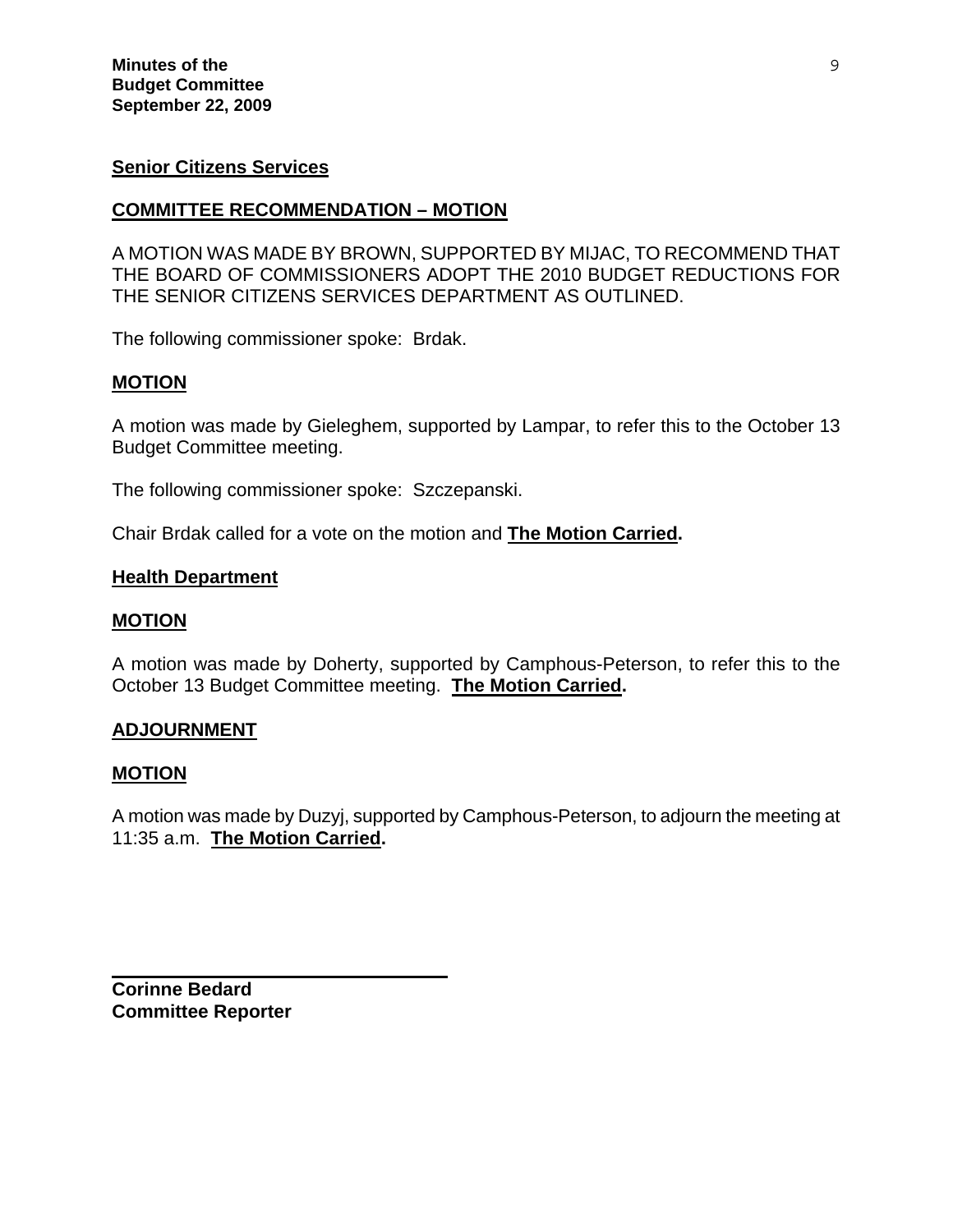**Senior Citizens Services**

**COMMITTEE RECOMMENDATION – MOTION**

A MOTION WAS MADE BY BROWN, SUPPORTED BY MIJAC, TO RECOMMEND THAT THE BOARD OF COMMISSIONERS ADOPT THE 2010 BUDGET REDUCTIONS FOR THE SENIOR CITIZENS SERVICES DEPARTMENT AS OUTLINED.

The following commissioner spoke: Brdak.

**MOTION**

A motion was made by Gieleghem, supported by Lampar, to refer this to the October 13 Budget Committee meeting.

The following commissioner spoke: Szczepanski.

Chair Brdak called for a vote on the motion and **The Motion Carried.**

**Health Department**

**MOTION**

A motion was made by Doherty, supported by Camphous-Peterson, to refer this to the October 13 Budget Committee meeting. **The Motion Carried.**

**ADJOURNMENT**

**MOTION**

A motion was made by Duzyj, supported by Camphous-Peterson, to adjourn the meeting at 11:35 a.m. **The Motion Carried.**

**Corinne Bedard**
**Committee Reporter**